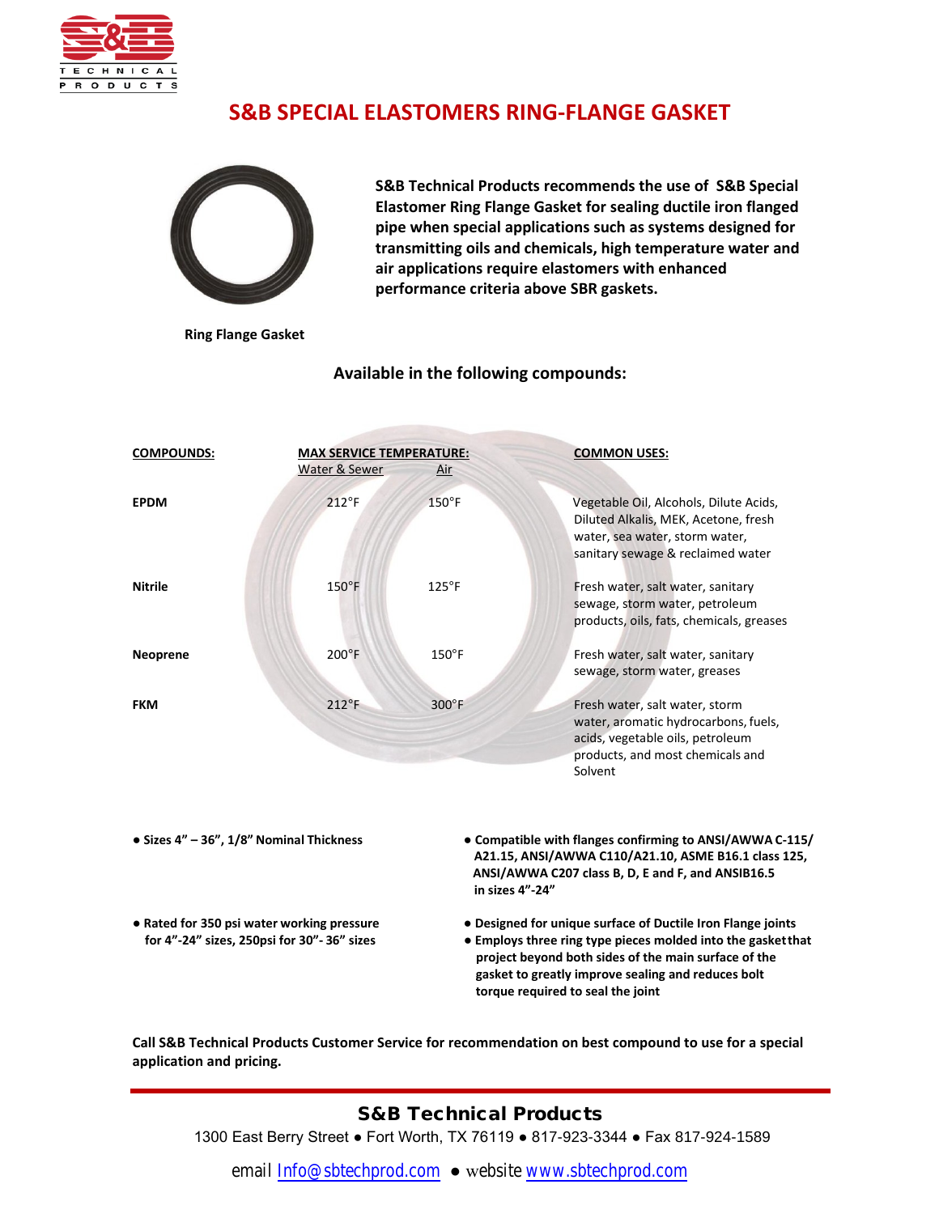# S&B SPECIAL ELASTOMERS RING-FLANGE GASKET

**S&B Technical Products recommends the use of S&B Special Elastomer Ring Flange Gasket for sealing ductile iron flanged pipe when special applications such as systems designed for transmitting oils and chemicals, high temperature water and air applications require elastomers with enhanced performance criteria above SBR gaskets.**

**Ring Flange Gasket**

## Available in the following compounds:

| COMPOUNDS: | MAX SERVICE TEMPERATURE: | | COMMON USES: |
|---|---|---|---|
| | Water & Sewer | Air | |
| **EPDM** | 212°F | 150°F | Vegetable Oil, Alcohols, Dilute Acids, Diluted Alkalis, MEK, Acetone, fresh water, sea water, storm water, sanitary sewage & reclaimed water |
| **Nitrile** | 150°F | 125°F | Fresh water, salt water, sanitary sewage, storm water, petroleum products, oils, fats, chemicals, greases |
| **Neoprene** | 200°F | 150°F | Fresh water, salt water, sanitary sewage, storm water, greases |
| **FKM** | 212°F | 300°F | Fresh water, salt water, storm water, aromatic hydrocarbons, fuels, acids, vegetable oils, petroleum products, and most chemicals and Solvent |

- **Sizes 4" – 36", 1/8" Nominal Thickness**
- **Rated for 350 psi water working pressure for 4"-24" sizes, 250psi for 30"- 36" sizes**
- **Compatible with flanges confirming to ANSI/AWWA C-115/ A21.15, ANSI/AWWA C110/A21.10, ASME B16.1 class 125, ANSI/AWWA C207 class B, D, E and F, and ANSIB16.5 in sizes 4"-24"**
- **Designed for unique surface of Ductile Iron Flange joints**
- **Employs three ring type pieces molded into the gasketthat project beyond both sides of the main surface of the gasket to greatly improve sealing and reduces bolt torque required to seal the joint**

**Call S&B Technical Products Customer Service for recommendation on best compound to use for a special application and pricing.**

---

**S&B Technical Products**

1300 East Berry Street ● Fort Worth, TX 76119 ● 817-923-3344 ● Fax 817-924-1589

email Info@sbtechprod.com ● website www.sbtechprod.com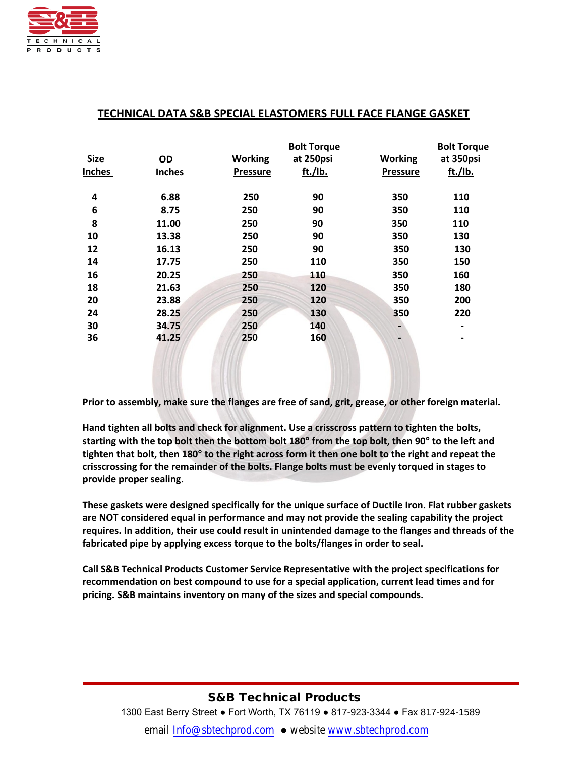## TECHNICAL DATA S&B SPECIAL ELASTOMERS FULL FACE FLANGE GASKET

| Size Inches | OD Inches | Working Pressure | Bolt Torque at 250psi ft./lb. | Working Pressure | Bolt Torque at 350psi ft./lb. |
|---|---|---|---|---|---|
| 4 | 6.88 | 250 | 90 | 350 | 110 |
| 6 | 8.75 | 250 | 90 | 350 | 110 |
| 8 | 11.00 | 250 | 90 | 350 | 110 |
| 10 | 13.38 | 250 | 90 | 350 | 130 |
| 12 | 16.13 | 250 | 90 | 350 | 130 |
| 14 | 17.75 | 250 | 110 | 350 | 150 |
| 16 | 20.25 | 250 | 110 | 350 | 160 |
| 18 | 21.63 | 250 | 120 | 350 | 180 |
| 20 | 23.88 | 250 | 120 | 350 | 200 |
| 24 | 28.25 | 250 | 130 | 350 | 220 |
| 30 | 34.75 | 250 | 140 | - | - |
| 36 | 41.25 | 250 | 160 | - | - |

**Prior to assembly, make sure the flanges are free of sand, grit, grease, or other foreign material.**

**Hand tighten all bolts and check for alignment. Use a crisscross pattern to tighten the bolts, starting with the top bolt then the bottom bolt 180° from the top bolt, then 90° to the left and tighten that bolt, then 180° to the right across form it then one bolt to the right and repeat the crisscrossing for the remainder of the bolts. Flange bolts must be evenly torqued in stages to provide proper sealing.**

**These gaskets were designed specifically for the unique surface of Ductile Iron. Flat rubber gaskets are NOT considered equal in performance and may not provide the sealing capability the project requires. In addition, their use could result in unintended damage to the flanges and threads of the fabricated pipe by applying excess torque to the bolts/flanges in order to seal.**

**Call S&B Technical Products Customer Service Representative with the project specifications for recommendation on best compound to use for a special application, current lead times and for pricing. S&B maintains inventory on many of the sizes and special compounds.**

**S&B Technical Products**

1300 East Berry Street ● Fort Worth, TX 76119 ● 817-923-3344 ● Fax 817-924-1589

email Info@sbtechprod.com ● website www.sbtechprod.com